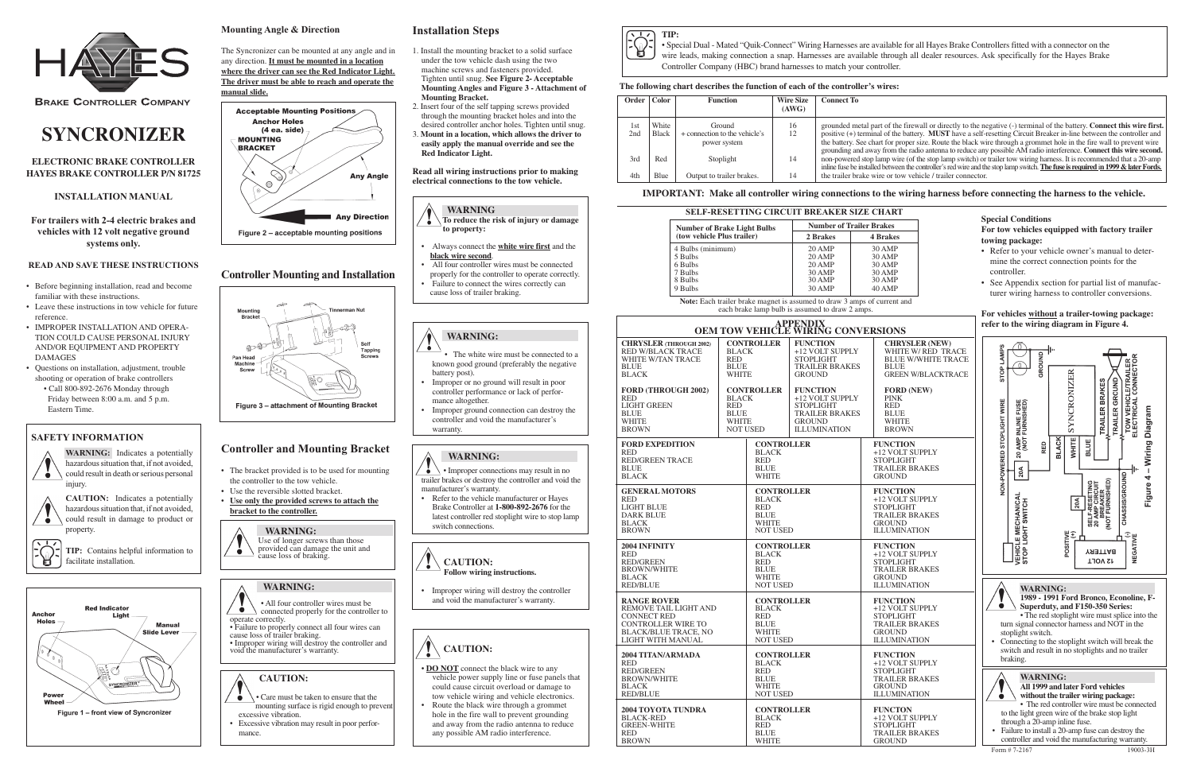# HAYES

BRAKE CONTROLLER COMPANY

# SYNCRONIZER

### ELECTRONIC BRAKE CONTROLLER
### HAYES BRAKE CONTROLLER P/N 81725

### INSTALLATION MANUAL

### For trailers with 2–4 electric brakes and vehicles with 12 volt negative ground systems only.

**READ AND SAVE THESE INSTRUCTIONS**

- Before beginning installation, read and become familiar with these instructions.
- Leave these instructions in tow vehicle for future reference.
- IMPROPER INSTALLATION AND OPERATION COULD CAUSE PERSONAL INJURY AND/OR EQUIPMENT AND PROPERTY DAMAGES
- Questions on installation, adjustment, trouble shooting or operation of brake controllers
  - Call 800-892-2676 Monday through Friday between 8:00 a.m. and 5 p.m. Eastern Time.

## SAFETY INFORMATION

**WARNING:** Indicates a potentially hazardous situation that, if not avoided, could result in death or serious personal injury.

**CAUTION:** Indicates a potentially hazardous situation that, if not avoided, could result in damage to product or property.

**TIP:** Contains helpful information to facilitate installation.

Red Indicator Light · Anchor Holes · Manual Slide Lever · Power Wheel

Figure 1 – front view of Syncronizer

### Mounting Angle & Direction

The Syncronizer can be mounted at any angle and in any direction. **It must be mounted in a location where the driver can see the Red Indicator Light. The driver must be able to reach and operate the manual slide.**

Acceptable Mounting Positions · Anchor Holes (4 ea. side) · MOUNTING BRACKET · Any Angle · Any Direction

Figure 2 – acceptable mounting positions

## Controller Mounting and Installation

Mounting Bracket · Tinnerman Nut · Pan Head Machine Screw · Self Tapping Screws

Figure 3 – attachment of Mounting Bracket

## Controller and Mounting Bracket

- The bracket provided is to be used for mounting the controller to the tow vehicle.
- Use the reversible slotted bracket.
- **Use only the provided screws to attach the bracket to the controller.**

**WARNING:**
Use of longer screws than those provided can damage the unit and cause loss of braking.

**WARNING:**
- All four controller wires must be connected properly for the controller to operate correctly.
- Failure to properly connect all four wires can cause loss of trailer braking.
- Improper wiring will destroy the controller and void the manufacturer's warranty.

**CAUTION:**
- Care must be taken to ensure that the mounting surface is rigid enough to prevent excessive vibration.
- Excessive vibration may result in poor performance.

## Installation Steps

1. Install the mounting bracket to a solid surface under the tow vehicle dash using the two machine screws and fasteners provided. Tighten until snug. **See Figure 2- Acceptable Mounting Angles and Figure 3 - Attachment of Mounting Bracket.**
2. Insert four of the self tapping screws provided through the mounting bracket holes and into the desired controller anchor holes. Tighten until snug.
3. **Mount in a location, which allows the driver to easily apply the manual override and see the Red Indicator Light.**

**Read all wiring instructions prior to making electrical connections to the tow vehicle.**

**WARNING**
**To reduce the risk of injury or damage to property:**
- Always connect the **white wire first** and the **black wire second**.
- All four controller wires must be connected properly for the controller to operate correctly.
- Failure to connect the wires correctly can cause loss of trailer braking.

**WARNING:**
- The white wire must be connected to a known good ground (preferably the negative battery post).
- Improper or no ground will result in poor controller performance or lack of performance altogether.
- Improper ground connection can destroy the controller and void the manufacturer's warranty.

**WARNING:**
- Improper connections may result in no trailer brakes or destroy the controller and void the manufacturer's warranty.
- Refer to the vehicle manufacturer or Hayes Brake Controller at **1-800-892-2676** for the latest controller red stoplight wire to stop lamp switch connections.

**CAUTION:**
**Follow wiring instructions.**
- Improper wiring will destroy the controller and void the manufacturer's warranty.

**CAUTION:**
- **DO NOT** connect the black wire to any vehicle power supply line or fuse panels that could cause circuit overload or damage to tow vehicle wiring and vehicle electronics.
- Route the black wire through a grommet hole in the fire wall to prevent grounding and away from the radio antenna to reduce any possible AM radio interference.

**TIP:**
- Special Dual - Mated "Quik-Connect" Wiring Harnesses are available for all Hayes Brake Controllers fitted with a connector on the wire leads, making connection a snap. Harnesses are available through all dealer resources. Ask specifically for the Hayes Brake Controller Company (HBC) brand harnesses to match your controller.

**The following chart describes the function of each of the controller's wires:**

| Order | Color | Function | Wire Size (AWG) | Connect To |
|---|---|---|---|---|
| 1st | White | Ground | 16 | grounded metal part of the firewall or directly to the negative (-) terminal of the battery. **Connect this wire first.** |
| 2nd | Black | + connection to the vehicle's power system | 12 | positive (+) terminal of the battery. **MUST** have a self-resetting Circuit Breaker in-line between the controller and the battery. See chart for proper size. Route the black wire through a grommet hole in the fire wall to prevent wire grounding and away from the radio antenna to reduce any possible AM radio interference. **Connect this wire second.** |
| 3rd | Red | Stoplight | 14 | non-powered stop lamp wire (of the stop lamp switch) or trailer tow wiring harness. It is recommended that a 20-amp inline fuse be installed between the controller's red wire and the stop lamp switch. **The fuse is required in 1999 & later Fords.** |
| 4th | Blue | Output to trailer brakes. | 14 | the trailer brake wire or tow vehicle / trailer connector. |

**IMPORTANT: Make all controller wiring connections to the wiring harness before connecting the harness to the vehicle.**

**SELF-RESETTING CIRCUIT BREAKER SIZE CHART**

| Number of Brake Light Bulbs (tow vehicle Plus trailer) | Number of Trailer Brakes: 2 Brakes | 4 Brakes |
|---|---|---|
| 4 Bulbs (minimum) | 20 AMP | 30 AMP |
| 5 Bulbs | 20 AMP | 30 AMP |
| 6 Bulbs | 20 AMP | 30 AMP |
| 7 Bulbs | 30 AMP | 30 AMP |
| 8 Bulbs | 30 AMP | 30 AMP |
| 9 Bulbs | 30 AMP | 40 AMP |

**Note:** Each trailer brake magnet is assumed to draw 3 amps of current and each brake lamp bulb is assumed to draw 2 amps.

## APPENDIX
## OEM TOW VEHICLE WIRING CONVERSIONS

| CHRYSLER (THROUGH 2002) | CONTROLLER | FUNCTION | CHRYSLER (NEW) |
|---|---|---|---|
| RED W/BLACK TRACE | BLACK | +12 VOLT SUPPLY | WHITE W/ RED TRACE |
| WHITE W/TAN TRACE | RED | STOPLIGHT | BLUE W/WHITE TRACE |
| BLUE | BLUE | TRAILER BRAKES | BLUE |
| BLACK | WHITE | GROUND | GREEN W/BLACKTRACE |

| FORD (THROUGH 2002) | CONTROLLER | FUNCTION | FORD (NEW) |
|---|---|---|---|
| RED | BLACK | +12 VOLT SUPPLY | PINK |
| LIGHT GREEN | RED | STOPLIGHT | RED |
| BLUE | BLUE | TRAILER BRAKES | BLUE |
| WHITE | WHITE | GROUND | WHITE |
| BROWN | NOT USED | ILLUMINATION | BROWN |

| FORD EXPEDITION | CONTROLLER | FUNCTION |
|---|---|---|
| RED | BLACK | +12 VOLT SUPPLY |
| RED/GREEN TRACE | RED | STOPLIGHT |
| BLUE | BLUE | TRAILER BRAKES |
| BLACK | WHITE | GROUND |

| GENERAL MOTORS | CONTROLLER | FUNCTION |
|---|---|---|
| RED | BLACK | +12 VOLT SUPPLY |
| LIGHT BLUE | RED | STOPLIGHT |
| DARK BLUE | BLUE | TRAILER BRAKES |
| BLACK | WHITE | GROUND |
| BROWN | NOT USED | ILLUMINATION |

| 2004 INFINITY | CONTROLLER | FUNCTION |
|---|---|---|
| RED | BLACK | +12 VOLT SUPPLY |
| RED/GREEN | RED | STOPLIGHT |
| BROWN/WHITE | BLUE | TRAILER BRAKES |
| BLACK | WHITE | GROUND |
| RED/BLUE | NOT USED | ILLUMINATION |

| RANGE ROVER | CONTROLLER | FUNCTION |
|---|---|---|
| REMOVE TAIL LIGHT AND | BLACK | +12 VOLT SUPPLY |
| CONNECT RED | RED | STOPLIGHT |
| CONTROLLER WIRE TO | BLUE | TRAILER BRAKES |
| BLACK/BLUE TRACE, NO | WHITE | GROUND |
| LIGHT WITH MANUAL | NOT USED | ILLUMINATION |

| 2004 TITAN/ARMADA | CONTROLLER | FUNCTION |
|---|---|---|
| RED | BLACK | +12 VOLT SUPPLY |
| RED/GREEN | RED | STOPLIGHT |
| BROWN/WHITE | BLUE | TRAILER BRAKES |
| BLACK | WHITE | GROUND |
| RED/BLUE | NOT USED | ILLUMINATION |

| 2004 TOYOTA TUNDRA | CONTROLLER | FUNCTON |
|---|---|---|
| BLACK-RED | BLACK | +12 VOLT SUPPLY |
| GREEN-WHITE | RED | STOPLIGHT |
| RED | BLUE | TRAILER BRAKES |
| BROWN | WHITE | GROUND |

**Special Conditions**

**For tow vehicles equipped with factory trailer towing package:**
- Refer to your vehicle owner's manual to determine the correct connection points for the controller.
- See Appendix section for partial list of manufacturer wiring harness to controller conversions.

**For vehicles without a trailer-towing package: refer to the wiring diagram in Figure 4.**

STOP LAMPS · GROUND · NON-POWERED STOPLIGHT WIRE · 20 AMP INLINE FUSE (NOT FURNISHED) · 20A · RED · BLACK · WHITE · BLUE · SYNCRONIZER · TRAILER BRAKES · TRAILER GROUND · TOW VEHICLE/TRAILER ELECTRICAL CONNECTOR · VEHICLE MECHANICAL STOP LIGHT SWITCH · SELF-RESETTING 20 AMP CIRCUIT BREAKER (NOT FURNISHED) · CHASSIS/GROUND · POSITIVE (+) · NEGATIVE (-) · 12 VOLT BATTERY

Figure 4 – Wiring Diagram

**WARNING:**
**1989 - 1991 Ford Bronco, Econoline, F-Superduty, and F150-350 Series:**
- The red stoplight wire must splice into the turn signal connector harness and NOT in the stoplight switch.
- Connecting to the stoplight switch will break the switch and result in no stoplights and no trailer braking.

**WARNING:**
**All 1999 and later Ford vehicles without the trailer wiring package:**
- The red controller wire must be connected to the light green wire of the brake stop light through a 20-amp inline fuse.
- Failure to install a 20-amp fuse can destroy the controller and void the manufacturing warranty.

Form # 7-2167 19003-3H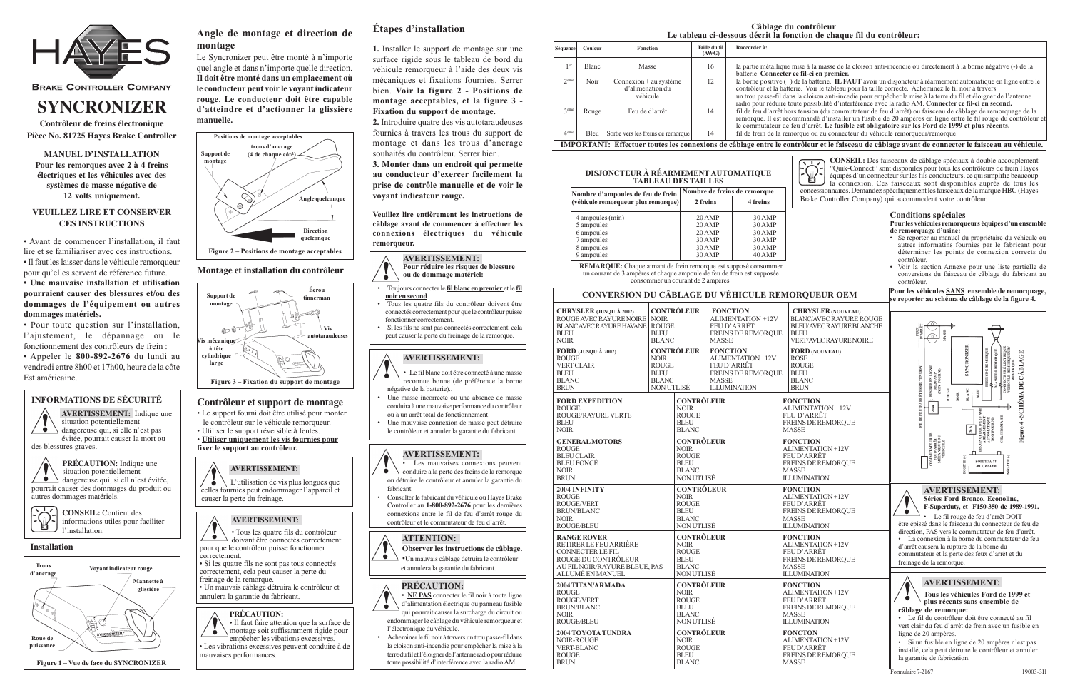# HAYES

**Brake Controller Company**

# SYNCRONIZER

**Contrôleur de freins électronique**
**Pièce No. 81725 Hayes Brake Controller**

**MANUEL D'INSTALLATION**
**Pour les remorques avec 2 à 4 freins électriques et les véhicules avec des systèmes de masse négative de 12 volts uniquement.**

**VEUILLEZ LIRE ET CONSERVER CES INSTRUCTIONS**

- Avant de commencer l'installation, il faut lire et se familiariser avec ces instructions.
- Il faut les laisser dans le véhicule remorqueur pour qu'elles servent de référence future.
- **Une mauvaise installation et utilisation pourraient causer des blessures et/ou des dommages de l'équipement ou autres dommages matériels.**
- Pour toute question sur l'installation, l'ajustement, le dépannage ou le fonctionnement des contrôleurs de frein :
- Appeler le **800-892-2676** du lundi au vendredi entre 8h00 et 17h00, heure de la côte Est américaine.

## INFORMATIONS DE SÉCURITÉ

**AVERTISSEMENT:** Indique une situation potentiellement dangereuse qui, si elle n'est pas évitée, pourrait causer la mort ou des blessures graves.

**PRÉCAUTION:** Indique une situation potentiellement dangereuse qui, si elle n'est pas évitée, pourrait causer des dommages du produit ou autres dommages matériels.

**CONSEIL:** Contient des informations utiles pour faciliter l'installation.

### Installation

Trous d'ancrage — Voyant indicateur rouge — Mannette à glissière — Roue de puissance

Figure 1 – Vue de face du SYNCRONIZER

## Angle de montage et direction de montage

Le Syncronizer peut être monté à n'importe quel angle et dans n'importe quelle direction. **Il doit être monté dans un emplacement où le conducteur peut voir le voyant indicateur rouge. Le conducteur doit être capable d'atteindre et d'actionner la glissière manuelle.**

Positions de montage acceptables — Support de montage — trous d'ancrage (4 de chaque côté) — Angle quelconque — Direction quelconque

Figure 2 – Positions de montage acceptables

### Montage et installation du contrôleur

Support de montage — Écrou tinnerman — Vis mécanique à tête cylindrique large — Vis autotaraudeuses

Figure 3 – Fixation du support de montage

## Contrôleur et support de montage

- Le support fourni doit être utilisé pour monter le contrôleur sur le véhicule remorqueur.
- Utiliser le support réversible à fentes.
- **Utiliser uniquement les vis fournies pour fixer le support au contrôleur.**

**AVERTISSEMENT:**
L'utilisation de vis plus longues que celles fournies peut endommager l'appareil et causer la perte du freinage.

**AVERTISSEMENT:**
- Tous les quatre fils du contrôleur doivent être connectés correctement pour que le contrôleur puisse fonctionner correctement.
- Si les quatre fils ne sont pas tous connectés correctement, cela peut causer la perte du freinage de la remorque.
- Un mauvais câblage détruira le contrôleur et annulera la garantie du fabricant.

**PRÉCAUTION:**
- Il faut faire attention que la surface de montage soit suffisamment rigide pour empêcher les vibrations excessives.
- Les vibrations excessives peuvent conduire à de mauvaises performances.

## Étapes d'installation

**1.** Installer le support de montage sur une surface rigide sous le tableau de bord du véhicule remorqueur à l'aide des deux vis mécaniques et fixations fournies. Serrer bien. **Voir la figure 2 - Positions de montage acceptables, et la figure 3 - Fixation du support de montage.**

**2.** Introduire quatre des vis autotaraudeuses fournies à travers les trous du support de montage et dans les trous d'ancrage souhaités du contrôleur. Serrer bien.

**3. Monter dans un endroit qui permette au conducteur d'exercer facilement la prise de contrôle manuelle et de voir le voyant indicateur rouge.**

**Veuillez lire entièrement les instructions de câblage avant de commencer à effectuer les connexions électriques du véhicule remorqueur.**

**AVERTISSEMENT:**
**Pour réduire les risques de blessure ou de dommage matériel:**
- Toujours connecter le **fil blanc en premier** et le **fil noir en second**.
- Tous les quatre fils du contrôleur doivent être connectés correctement pour que le contrôleur puisse fonctionner correctement.
- Si les fils ne sont pas connectés correctement, cela peut causer la perte du freinage de la remorque.

**AVERTISSEMENT:**
- Le fil blanc doit être connecté à une masse reconnue bonne (de préférence la borne négative de la batterie)..
- Une masse incorrecte ou une absence de masse conduira à une mauvaise performance du contrôleur ou à un arrêt total de fonctionnement.
- Une mauvaise connexion de masse peut détruire le contrôleur et annuler la garantie du fabricant.

**AVERTISSEMENT:**
- Les mauvaises connexions peuvent conduire à la perte des freins de la remorque ou détruire le contrôleur et annuler la garantie du fabricant.
- Consulter le fabricant du véhicule ou Hayes Brake Controller au **1-800-892-2676** pour les dernières connexions entre le fil de feu d'arrêt rouge du contrôleur et le commutateur de feu d'arrêt.

**ATTENTION:**
**Observer les instructions de câblage.**
- Un mauvais câblage détruira le contrôleur et annulera la garantie du fabricant.

**PRÉCAUTION:**
- **NE PAS** connecter le fil noir à toute ligne d'alimentation électrique ou panneau fusible qui pourrait causer la surcharge du circuit ou endommager le câblage du véhicule remorqueur et l'électronique du véhicule.
- Acheminer le fil noir à travers un trou passe-fil dans la cloison anti-incendie pour empêcher la mise à la terre du fil et l'éloigner de l'antenne radio pour réduire toute possibilité d'interférence avec la radio AM.

## Câblage du contrôleur
**Le tableau ci-dessous décrit la fonction de chaque fil du contrôleur:**

| Séquence | Couleur | Fonction | Taille du fil (AWG) | Raccorder à: |
|---|---|---|---|---|
| 1er | Blanc | Masse | 16 | la partie métallique mise à la masse de la cloison anti-incendie ou directement à la borne négative (-) de la batterie. **Connecter ce fil-ci en premier.** |
| 2ème | Noir | Connexion + au système d'alimentation du véhicule | 12 | la borne positive (+) de la batterie. **IL FAUT** avoir un disjoncteur à réarmement automatique en ligne entre le contrôleur et la batterie. Voir le tableau pour la taille correcte. Acheminez le fil noir à travers un trou passe-fil dans la cloison anti-incedie pour empêcher la mise à la terre du fil et éloigner de l'antenne radio pour réduire toute possibilité d'interférence avec la radio AM. **Connecter ce fil-ci en second.** |
| 3ème | Rouge | Feu de d'arrêt | 14 | fil de feu d'arrêt hors tension (du commutateur de feu d'arrêt) ou faisceau de câblage de remorquage de la remorque. Il est recommandé d'installer un fusible de 20 ampères en ligne entre le fil rouge du contrôleur et le commutateur de feu d'arrêt. **Le fusible est obligatoire sur les Ford de 1999 et plus récents.** |
| 4ème | Bleu | Sortie vers les freins de remorque | 14 | fil de frein de la remorque ou au connecteur du véhicule remorqueur/remorque. |

**IMPORTANT: Effectuer toutes les connexions de câblage entre le contrôleur et le faisceau de câblage avant de connecter le faisceau au véhicule.**

### DISJONCTEUR À RÉARMEMENT AUTOMATIQUE TABLEAU DES TAILLES

| Nombre d'ampoules de feu de frein (véhicule remorqueur plus remorque) | Nombre de freins de remorque: 2 freins | 4 freins |
|---|---|---|
| 4 ampoules (min) | 20 AMP | 30 AMP |
| 5 ampoules | 20 AMP | 30 AMP |
| 6 ampoules | 20 AMP | 30 AMP |
| 7 ampoules | 30 AMP | 30 AMP |
| 8 ampoules | 30 AMP | 30 AMP |
| 9 ampoules | 30 AMP | 40 AMP |

**REMARQUE:** Chaque aimant de frein remorque est supposé consommer un courant de 3 ampères et chaque ampoule de feu de frein est supposée consommer un courant de 2 ampères.

**CONSEIL:** Des faisceaux de câblage spéciaux à double accouplement "Quik-Connect" sont disponibles pour tous les contrôleurs de frein Hayes équipés d'un connecteur sur les fils conducteurs, ce qui simplifie beaucoup la connexion. Ces faisceaux sont disponibles auprès de tous les concessionnaires. Demandez spécifiquement les faisceaux de la marque HBC (Hayes Brake Controller Company) qui accommodent votre contrôleur.

### CONVERSION DU CÂBLAGE DU VÉHICULE REMORQUEUR OEM

| CHRYSLER (JUSQU'À 2002) | CONTRÔLEUR | FONCTION | CHRYSLER (NOUVEAU) |
|---|---|---|---|
| ROUGE AVEC RAYURE NOIRE | NOIR | ALIMENTATION +12V | BLANC AVEC RAYURE ROUGE |
| BLANC AVEC RAYURE HAVANE | ROUGE | FEU D'ARRÊT | BLEU AVEC RAYURE BLANCHE |
| BLEU | BLEU | FREINS DE REMORQUE | BLEU |
| NOIR | BLANC | MASSE | VERT AVEC RAYURE NOIRE |

| FORD (JUSQU'À 2002) | CONTRÔLEUR | FONCTION | FORD (NOUVEAU) |
|---|---|---|---|
| ROUGE | NOIR | ALIMENTATION +12V | ROSE |
| VERT CLAIR | ROUGE | FEU D'ARRÊT | ROUGE |
| BLEU | BLEU | FREINS DE REMORQUE | BLEU |
| BLANC | BLANC | MASSE | BLANC |
| BRUN | NON UTLISÉ | ILLUMINATION | BRUN |

| FORD EXPEDITION | CONTRÔLEUR | FONCTION |
|---|---|---|
| ROUGE | NOIR | ALIMENTATION +12V |
| ROUGE/RAYURE VERTE | ROUGE | FEU D'ARRÊT |
| BLEU | BLEU | FREINS DE REMORQUE |
| NOIR | BLANC | MASSE |

| GENERAL MOTORS | CONTRÔLEUR | FONCTION |
|---|---|---|
| ROUGE | NOIR | ALIMENTATION +12V |
| BLEU CLAIR | ROUGE | FEU D'ARRÊT |
| BLEU FONCÉ | BLEU | FREINS DE REMORQUE |
| NOIR | BLANC | MASSE |
| BRUN | NON UTLISÉ | ILLUMINATION |

| 2004 INFINITY | CONTRÔLEUR | FONCTION |
|---|---|---|
| ROUGE | NOIR | ALIMENTATION +12V |
| ROUGE/VERT | ROUGE | FEU D'ARRÊT |
| BRUN/BLANC | BLEU | FREINS DE REMORQUE |
| NOIR | BLANC | MASSE |
| ROUGE/BLEU | NON UTLISÉ | ILLUMINATION |

| RANGE ROVER | CONTRÔLEUR | FONCTION |
|---|---|---|
| RETIRER LE FEU ARRIÈRE | NOIR | ALIMENTATION +12V |
| CONNECTER LE FIL | ROUGE | FEU D'ARRÊT |
| ROUGE DU CONTRÔLEUR | BLEU | FREINS DE REMORQUE |
| AU FIL NOIR/RAYURE BLEUE, PAS | BLANC | MASSE |
| ALLUMÉ EN MANUEL | NON UTLISÉ | ILLUMINATION |

| 2004 TITAN/ARMADA | CONTRÔLEUR | FONCTION |
|---|---|---|
| ROUGE | NOIR | ALIMENTATION +12V |
| ROUGE/VERT | ROUGE | FEU D'ARRÊT |
| BRUN/BLANC | BLEU | FREINS DE REMORQUE |
| NOIR | BLANC | MASSE |
| ROUGE/BLEU | NON UTLISÉ | ILLUMINATION |

| 2004 TOYOTA TUNDRA | CONTRÔLEUR | FONCTON |
|---|---|---|
| NOIR-ROUGE | NOIR | ALIMENTATION +12V |
| VERT-BLANC | ROUGE | FEU D'ARRÊT |
| ROUGE | BLEU | FREINS DE REMORQUE |
| BRUN | BLANC | MASSE |

### Conditions spéciales

**Pour les véhicules remorqueurs équipés d'un ensemble de remorquage d'usine:**
- Se reporter au manuel du propriétaire du véhicule ou autres informations fournies par le fabricant pour déterminer les points de connexion corrects du contrôleur.
- Voir la section Annexe pour une liste partielle de conversions du faisceau de câblage du fabricant au contrôleur.

**Pour les véhicules SANS ensemble de remorquage, se reporter au schéma de câblage de la figure 4.**

Figure 4 - SCHÉMA DE CÂBLAGE

**AVERTISSEMENT:**
**Séries Ford Bronco, Econoline, F-Superduty, et F150-350 de 1989-1991.**
- Le fil rouge de feu d'arrêt DOIT être épissé dans le faisceau du connecteur de feu de direction, PAS vers le commutateur de feu d'arrêt.
- La connexion à la borne du commutateur de feu d'arrêt causera la rupture de la borne du commutateur et la perte des feux d'arrêt et du freinage de la remorque.

**AVERTISSEMENT:**
**Tous les véhicules Ford de 1999 et plus récents sans ensemble de câblage de remorque:**
- Le fil du contrôleur doit être connecté au fil vert clair du feu d'arrêt de frein avec un fusible en ligne de 20 ampères.
- Si un fusible en ligne de 20 ampères n'est pas installé, cela peut détruire le contrôleur et annuler la garantie du fabricant.

Formulaire 7-2167 19003-3H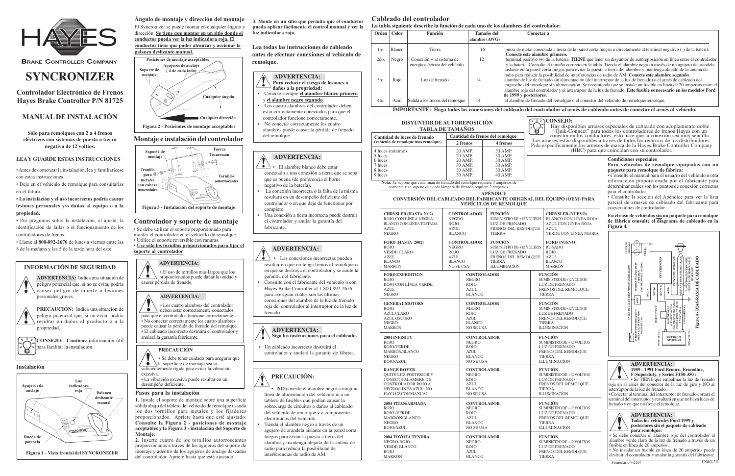# HAYES

**Brake Controller Company**

# SYNCRONIZER

## Controlador Electrónico de Frenos Hayes Brake Controller P/N 81725

## MANUAL DE INSTALACIÓN

**Sólo para remolques con 2 a 4 frenos eléctricos con sistemas de puesta a tierra negativa de 12 voltios.**

### LEA Y GUARDE ESTAS INSTRUCCIONES

• Antes de comenzar la instalación, lea y familiarícese con estas instrucciones.

• Deje en el vehículo de remolque para consultarlas en el futuro.

**• La instalación y el uso incorrectos podría causar lesiones personales y/o daños al equipo o a la propiedad.**

• Por preguntas sobre la instalación, el ajuste, la identificación de fallas o el funcionamiento de los controladores de frenos:

• Llame al **800-892-2676** de lunes a viernes entre las 8 de la mañana y las 5 de la tarde hora del este.

### INFORMACIÓN DE SEGURIDAD

**ADVERTENCIA:** Indica una situación de peligro potencial que, si no se evita, podría causer peligro de muerte o lesiones personales graves.

**PRECAUCIÓN:** Indica una situacion de peligro potencial que, si no evita, podría resultar en daños al producto o a la propiedad.

**CONSEJO: Contiene** información útil para facilitar la instalación.

### Instalación

Agujeros de anclaje

Luz indicadora roja

Palanca deslizante manual

Rueda de potencia

SYNCRONIZER

Figura 1 – Vista frontal del SYNCRONIZER

### Ángulo de montaje y dirección del montaje

El Syncronizer se puede montar en cualquier ángulo y dirección. **Se tiene que montar en un sitio donde el conductor pueda ver la luz indicadora roja. El conductor tiene que poder alcanzar y accionar la palanca deslizante manual.**

Posiciones de montaje aceptables

Soporte de montaje

Agujeros de anclaje ( 4 de cada lado)

Cualquier ángulo

Cualquier dirección

Figura 2 - Posiciones de montaje aceptables

### Montaje e instalación del controlador

Soporte de montaje

Tuerca Tinnerman

Tronillo para metales con cabeza troncocónica

Tornillos autorroscantes

Figura 3 - Instalación del soporte de montaje

### Controlador y soporte de montaje

• Se debe utilizar el soporte proporcionado para montar el controlador en el vehículo de remolque.

• Utilice el soporte reversible con ranuras.

• **Use sólo los tornillos proporcionados para fijar el soporte al controlador**

**ADVERTENCIA:**

• El uso de tornillos más largos que los proporcionados puede dañar la unidad y causer pérdida de frenado.

**ADVERTENCIA:**

• Los cuatro alambres del controlador deben estar correctamente conectados para que el controlador funcione correctamente.

• No conectar correctamente los cuatro alambres puede causar la pérdida de frenado del remolque.

• El cableado incorrecto destruirá el controlador y anulará la garantía fabricante.

**PRECAUCIÓN**

• Se debe tener cuidado para asegurar que la superficie de montaje sea lo suficientemente rígida para evitar la vibración excesiva.

• La vibración excesiva puede resultar en un desempeño deficiente.

### Pasos para la instalación

**1.** Instale el soporte de montaje sobre una superficie sólida abajo del tablero del vehículo de remolque usando los dos tornillos para metales y los fijadores proporcionados. Apriete hasta que esté ajustado. **Consulte la Figura 2 - posiciones de montaje aceptables y la Figura 3 - instalación del Soporte de Montaje.**

**2.** Inserte cuatro de los tornillos autorroscantes proporcionados a través de los agujeros del soporte de montaje y adentro de los agujeros de anclaje deseados del controlador. Apriete hasta que esté ajustado.

**3. Monte en un sitio que permita que el conductor pueda aplicar fácilmente el control manual y ver la luz indicadora roja.**

**Lea todas las instrucciones de cableado antes de efectuar conexiones al vehículo de remolque.**

**ADVERTENCIA:**
**Para reducir el riesgo de lesiones o daños a la propiedad:**

• Conecte siempre **el alambre blanco primero** y **el alambre negro segundo**.

• Los cuatro alambres del controlador deben estar correctamente conectados para que el controlador funcione correctamente.

• No conectar correctamente los cuatro alambres puede causar la pérdida de frenado del remolque.

**ADVERTENCIA:**

• El alambre blanco debe estar conectado a una conexión a tierra que se sepa que es buena (de preferencia el borne negativo de la batería).

• La conexión incorrecta o la falta de la misma resultará en un desempeño deficiente del controlador o en que deje de funcionar por completo.

• Una conexión a tierra incorrecta puede destruir el controlador y anular la garantía del fabricante.

**ADVERTENCIA:**

• Las conexiones incorrectas pueden resultar en que no tenga frenos el remolque o en que se destruya el controlador y se anule la garantía del fabricante.

• Consulte con el fabricante del vehículo o con Hayes Brake Controller al 1-800-892-2676 para averiguar cuáles son las últimas conexiones del alambre de la luz de frenado roja del controlador al interruptor de la luz de frenado.

**ADVERTENCIA:**
**Siga las instrucciones para el cableado.**

• Un cableado incorrecto destruirá el controlador y anulará la garantía de fábrica.

**PRECAUCIÓN:**

• **NO** conecte el alambre negro a ninguna línea de alimentación del vehículo ni a un tablero de fusibles que podían causar la sobrecarga de circuitos o daños al cableado del vehículo de remolque y a componentes electrónicos del vehículo.

• Tienda el alambre negro a través de un agujero de arandela aislante en la pared corta fuegos para evitar la puesta a tierra del alambre y mantenga alejado de la antena de radio para reducir la posibilidad de interferencias de radio de AM.

## Cableado del controlador

**La tabla siguiente describe la función de cada uno de los alambres del controlador:**

| Orden | Color | Función | Tamaño del alambre (AWG) | Conectar a |
|---|---|---|---|---|
| 1ro. | Blanco | Tierra | 16 | pieza de metal conectada a tierra de la pared corta fuegos o directamente al terminal negativo (-) de la batería. **Conecte este alambre primero.** |
| 2do. | Negro | Conexión + al sistema de energía eléctrica del vehículo | 12 | terminal positivo (+) de la batería. **TIENE** que tener un disyuntor de autoreposición en línea entre el controlador y la batería. Consulte el tamaño correcto en la tabla. Tienda el alambre negro a través de un agujero de arandela aislante en la pared corta fuegos para evitar la puesta a tierra del alambre y mantenga alejado de la antena de radio para reducir la posibilidad de interferencias de radio de AM. **Conecte este alambre segundo.** |
| 3ro. | Rojo | Luz de frenado | 14 | alambre de la luz de frenado sin alimentación (del interruptor de la luz de frenado) o el arnés de cableado del enganche del remolque sin alimentación. Se recomienda que se instale un fusible en línea de 20 amperios entre el alambre rojo del controlador y el interruptor de la luz de frenado. **Este fusible es necesario en los modelos Ford de 1999 y posteriores.** |
| 4to. | Azul | Salida a los frenos del remolque | 14 | el alambre de frenado del remolque o el conector del vehículo de remolque/remolque. |

**IMPORTANTE: Haga todas las conexiones del cableado del controlador al arnés de cableado antes de conectar el arnés al vehículo.**

**DISYUNTOR DE AUTOREPOSICIÓN TABLA DE TAMAÑOS**

| Cantidad de luces de frenado (vehículo de remolque mas remolque) | Cantidad de frenos del remolque | |
|---|---|---|
| | 2 frenos | 4 frenos |
| 4 luces (mínimo) | 20 AMP. | 30 AMP. |
| 5 luces | 20 AMP. | 30 AMP. |
| 6 luces | 20 AMP. | 30 AMP. |
| 7 luces | 30 AMP. | 30 AMP. |
| 8 luces | 30 AMP. | 30 AMP. |
| 9 luces | 30 AMP. | 40 AMP. |

**Nota:** Se supone que cada imán de frenado del remolque requiere 3 amperios de corriente y se supone que cada lámpara de frenado requiere 2 amperios.

**CONSEJO:**
Hay disponibles arneses especiales de cableado con acoplamiento doble "Quik-Connect" para todos los controladores de frenos Hayes con un conector en los conductores, esto hace que la conexión sea muy sencilla. Los arneses están disponibles a través de todos los recursos de los distribuidores. Pida específicamente los arneses de marca de la Hayes Brake Controller Company (HBC) para que coincidan con su controlador.

**APÉNDICE**
**CONVERSIÓN DEL CABLEADO DEL FABRICANTE ORIGINAL DEL EQUIPO (OEM) PARA VEHÍCULOS DE REMOLQUE**

| CHRYSLER (HASTA 2002) | CONTROLADOR | FUNCIÓN | CHRYSLER (NUEVO) |
|---|---|---|---|
| ROJO CON LÍNEA NEGRA | NEGRO | SUMINISTRO DE +12 VOLTIOS | BLANCO CON LÍNEA ROJA |
| BLANCO CON LÍNEA TOSTADA | ROJO | LUZ DE FRENADO | AZUL CON LÍNEA ROJA |
| AZUL | AZUL | FRENOS DEL REMOLQUE | AZUL |
| NEGRO | BLANCO | TIERRA | VERDE CON LÍNEA NEGRA |
| **FORD (HASTA 2002)** | **CONTROLADOR** | **FUNCIÓN** | **FORD (NUEVO)** |
| ROJO | NEGRO | SUMINISTRO DE +12 VOLTIOS | ROSADO |
| VERDE CLARO | ROJO | LUZ DE FRENADO | ROJO |
| AZUL | AZUL | FRENOS DEL REMOLQUE | AZUL |
| BLANCO | BLANCO | TIERRA | BLANCO |
| MARRÓN | NO SE USA | ILUMINACÍON | MARRÓN |

| FORD EXPEDITION | CONTROLADOR | FUNCIÓN |
|---|---|---|
| ROJO | NEGRO | SUMINISTRO DE +12 VOLTIOS |
| ROJO CON LÍNEA VERDE | ROJO | LUZ DE FRENADO |
| AZUL | AZUL | FRENOS DEL REMOLQUE |
| NEGRO | BLANCO | TIERRA |
| **GENERAL MOTORS** | **CONTROLADOR** | **FUNCIÓN** |
| ROJO | NEGRO | SUMINISTRO DE +12 VOLTIOS |
| AZUL CLARO | ROJO | LUZ DE FRENADO |
| AZUL OSCURO | AZUL | FRENOS DEL REMOLQUE |
| NEGRO | BLANCO | TIERRA |
| MARRÓN | NO SE USA | ILUMINACÍON |
| **2004 INFINITY** | **CONTROLADOR** | **FUNCIÓN** |
| ROJO | NEGRO | SUMINISTRO DE +12 VOLTIOS |
| ROJO/VERDE | ROJO | LUZ DE FRENADO |
| MARRÓN/BLANCO | AZUL | FRENOS DEL REMOLQUE |
| NEGRO | BLANCO | TIERRA |
| ROJO/AZUL | NO SE USA | ILUMINACÍON |
| **RANGE ROVER** | **CONTROLADOR** | **FUNCIÓN** |
| QUITE LUZ POSTERIOR Y | NEGRO | SUMINISTRO DE +12 VOLTIOS |
| CONECTE ALAMBRE DE | ROJO | LUZ DE FRENADO |
| CONTROLADOR ROJO A | AZUL | FRENOS DEL REMOLQUE |
| NEGRO/LÍNEA AZUL, NO | BLANCO | TIERRA |
| HAY LUZ CON MANUAL | NO SE USA | ILUMINACÍON |
| **2004 TITAN/ARMADA** | **CONTROLADOR** | **FUNCIÓN** |
| ROJO | NEGRO | SUMINISTRO DE +12 VOLTIOS |
| ROJO /VERDE | ROJO | LUZ DE FRENADO |
| MARRÓN/BLANCO | AZUL | FRENOS DEL REMOLQUE |
| NEGRO | BLANCO | TIERRA |
| ROJO/AZUL | NO SE USA | ILUMINACÍON |
| **2004 TOYOTA TUNDRA** | **CONTROLADOR** | **FUNCIÓN** |
| NEGRO-ROJO | NEGRO | SUMINISTRO DE +12 VOLTIOS |
| VERDE-BLANCO | ROJO | LUZ DE FRENADO |
| ROJO | AZUL | FRENOS DEL REMOLQUE |
| MARRÓN | BLANCO | TIERRA |

**Condiciones especiales**

**Para vehículos de remolque equipados con un paquete para remolque de fábrica:**

• Consulte el manual para el usuario del vehículo u otra información proporcionada por el fabricante para determinar cuáles son los puntos de conexión correctos para el controlador.

• Consulte la sección del Apéndice para ver la lista parcial de arneses de cableado del fabricante para conversiones de controlador.

**En el caso de vehículos sin un paquete para remolque de fábrica consulte el diagrama de cableado en la Figura 4.**

Figure 4 - DIAGRAMA DE CABLEADO

**ADVERTENCIA:**
**1989 - 1991 Ford Bronco, Econoline, F-Superduty, y Series F150-350 :**

• Se TIENE que empalmar la luz de frenado roja en al arnés del conector de la luz de giro y NO al interruptor de la luz de frenado.

• Conectar al terminal del interruptor de frenado cortará el terminal del interruptor y resultará en que no haya luces de frenado y en que no frene el remolque.

**ADVERTENCIA:**
**Todas los vehículos Ford 1999 y posteriores sin el paquete de cableado para remolque:**

• Se debe conectar el alambre rojo del controlador al alambre verde claro de la luz de frenado a través de un fusible en línea de 20 amperios.

• No instalar un fusible en línea de 20 amperios puede destruir el controlador y anular la garantía del fabricante.

Formulario 7-2167

19003-3H